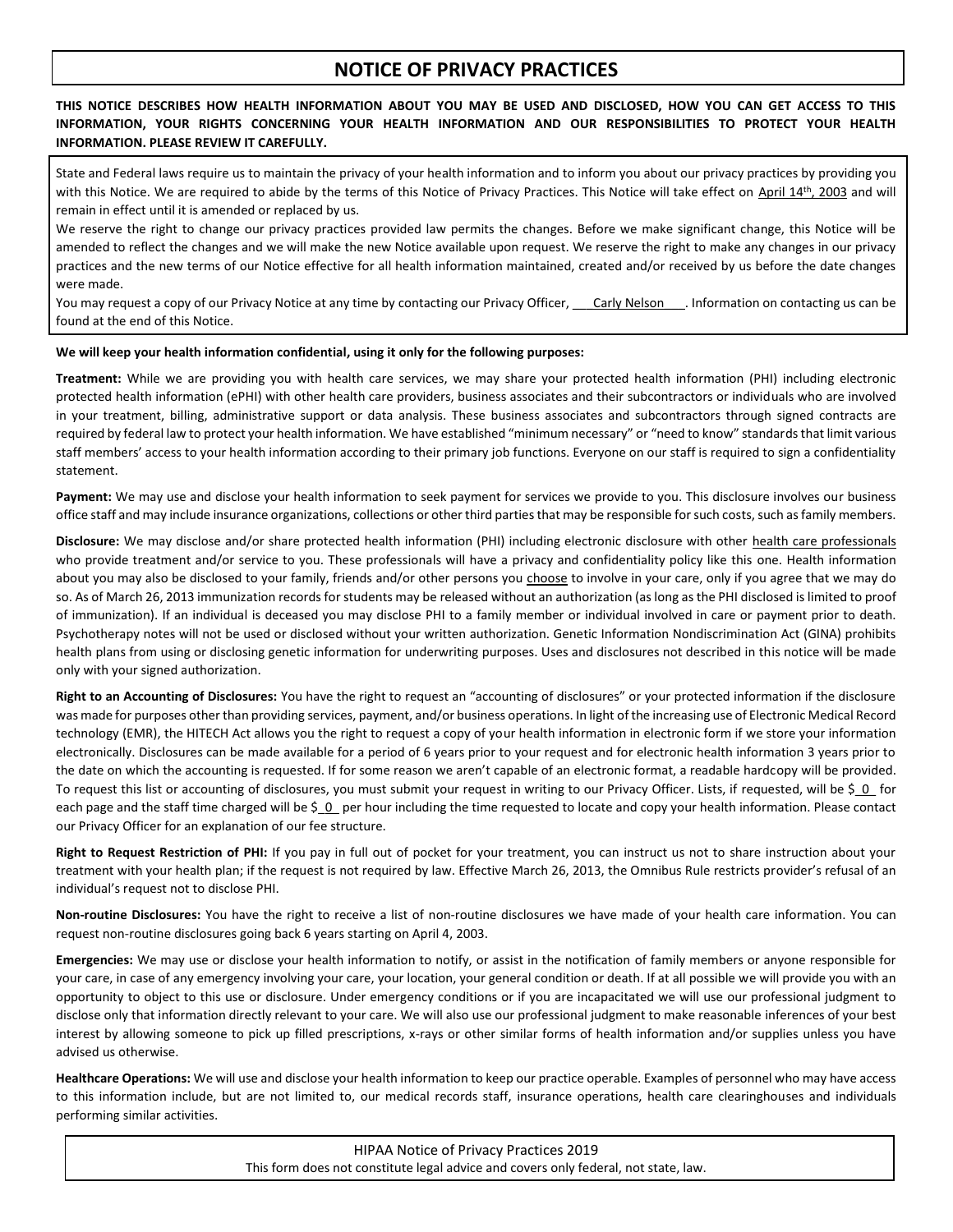# NOTICE OF PRIVACY PRACTICES

**THIS NOTICE DESCRIBES HOW HEALTH INFORMATION ABOUT YOU MAY BE USED AND DISCLOSED, HOW YOU CAN GET ACCESS TO THIS INFORMATION, YOUR RIGHTS CONCERNING YOUR HEALTH INFORMATION AND OUR RESPONSIBILITIES TO PROTECT YOUR HEALTH INFORMATION. PLEASE REVIEW IT CAREFULLY.**

State and Federal laws require us to maintain the privacy of your health information and to inform you about our privacy practices by providing you with this Notice. We are required to abide by the terms of this Notice of Privacy Practices. This Notice will take effect on April 14th, 2003 and will remain in effect until it is amended or replaced by us.

We reserve the right to change our privacy practices provided law permits the changes. Before we make significant change, this Notice will be amended to reflect the changes and we will make the new Notice available upon request. We reserve the right to make any changes in our privacy practices and the new terms of our Notice effective for all health information maintained, created and/or received by us before the date changes were made.

You may request a copy of our Privacy Notice at any time by contacting our Privacy Officer, Carly Nelson. Information on contacting us can be found at the end of this Notice.

**We will keep your health information confidential, using it only for the following purposes:**

**Treatment:** While we are providing you with health care services, we may share your protected health information (PHI) including electronic protected health information (ePHI) with other health care providers, business associates and their subcontractors or individuals who are involved in your treatment, billing, administrative support or data analysis. These business associates and subcontractors through signed contracts are required by federal law to protect your health information. We have established "minimum necessary" or "need to know" standards that limit various staff members' access to your health information according to their primary job functions. Everyone on our staff is required to sign a confidentiality statement.

**Payment:** We may use and disclose your health information to seek payment for services we provide to you. This disclosure involves our business office staff and may include insurance organizations, collections or other third parties that may be responsible for such costs, such as family members.

**Disclosure:** We may disclose and/or share protected health information (PHI) including electronic disclosure with other health care professionals who provide treatment and/or service to you. These professionals will have a privacy and confidentiality policy like this one. Health information about you may also be disclosed to your family, friends and/or other persons you choose to involve in your care, only if you agree that we may do so. As of March 26, 2013 immunization records for students may be released without an authorization (as long as the PHI disclosed is limited to proof of immunization). If an individual is deceased you may disclose PHI to a family member or individual involved in care or payment prior to death. Psychotherapy notes will not be used or disclosed without your written authorization. Genetic Information Nondiscrimination Act (GINA) prohibits health plans from using or disclosing genetic information for underwriting purposes. Uses and disclosures not described in this notice will be made only with your signed authorization.

**Right to an Accounting of Disclosures:** You have the right to request an "accounting of disclosures" or your protected information if the disclosure was made for purposes other than providing services, payment, and/or business operations. In light of the increasing use of Electronic Medical Record technology (EMR), the HITECH Act allows you the right to request a copy of your health information in electronic form if we store your information electronically. Disclosures can be made available for a period of 6 years prior to your request and for electronic health information 3 years prior to the date on which the accounting is requested. If for some reason we aren't capable of an electronic format, a readable hardcopy will be provided. To request this list or accounting of disclosures, you must submit your request in writing to our Privacy Officer. Lists, if requested, will be $ 0 for each page and the staff time charged will be $ 0 per hour including the time requested to locate and copy your health information. Please contact our Privacy Officer for an explanation of our fee structure.

**Right to Request Restriction of PHI:** If you pay in full out of pocket for your treatment, you can instruct us not to share instruction about your treatment with your health plan; if the request is not required by law. Effective March 26, 2013, the Omnibus Rule restricts provider's refusal of an individual's request not to disclose PHI.

**Non-routine Disclosures:** You have the right to receive a list of non-routine disclosures we have made of your health care information. You can request non-routine disclosures going back 6 years starting on April 4, 2003.

**Emergencies:** We may use or disclose your health information to notify, or assist in the notification of family members or anyone responsible for your care, in case of any emergency involving your care, your location, your general condition or death. If at all possible we will provide you with an opportunity to object to this use or disclosure. Under emergency conditions or if you are incapacitated we will use our professional judgment to disclose only that information directly relevant to your care. We will also use our professional judgment to make reasonable inferences of your best interest by allowing someone to pick up filled prescriptions, x-rays or other similar forms of health information and/or supplies unless you have advised us otherwise.

**Healthcare Operations:** We will use and disclose your health information to keep our practice operable. Examples of personnel who may have access to this information include, but are not limited to, our medical records staff, insurance operations, health care clearinghouses and individuals performing similar activities.

HIPAA Notice of Privacy Practices 2019
This form does not constitute legal advice and covers only federal, not state, law.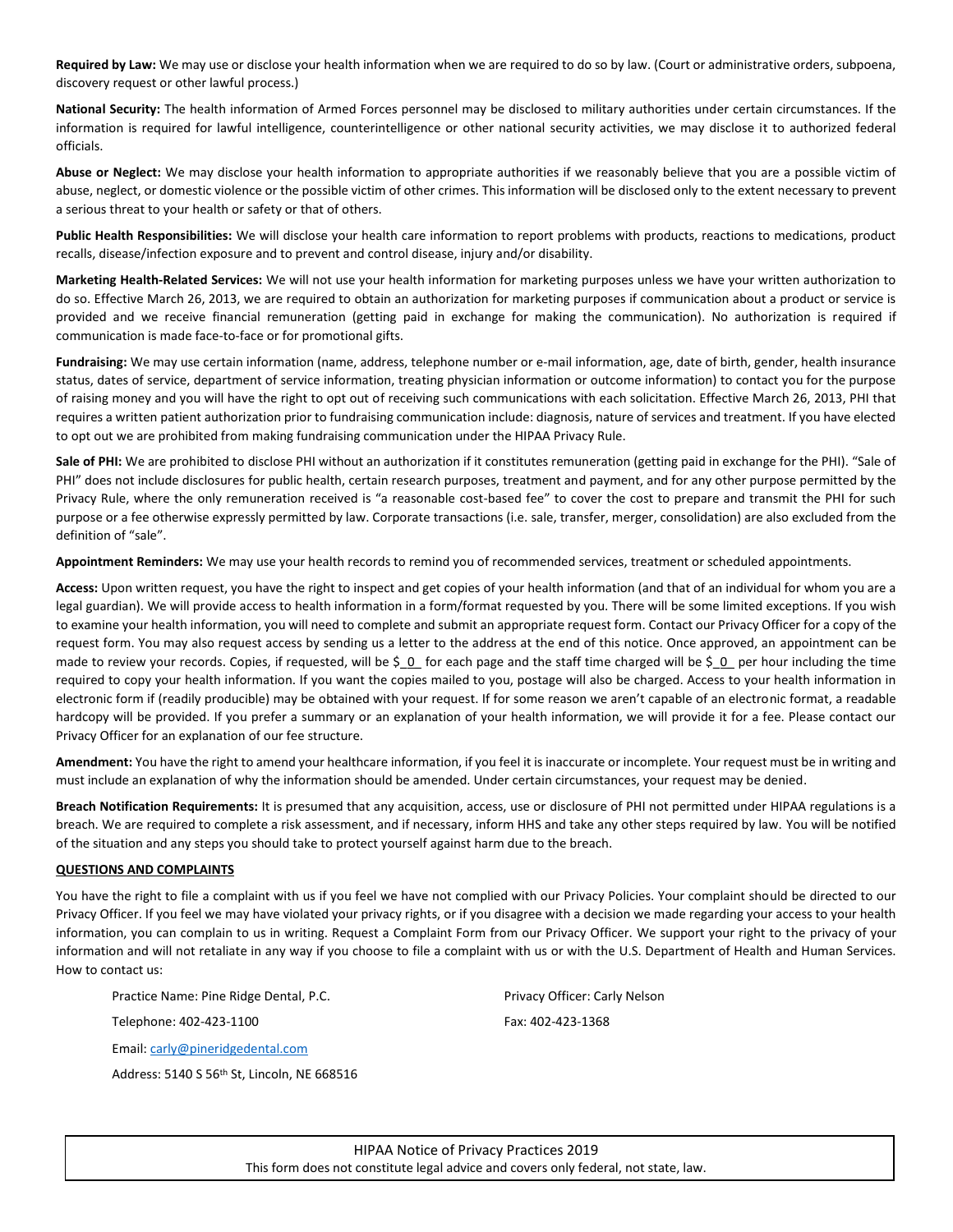**Required by Law:** We may use or disclose your health information when we are required to do so by law. (Court or administrative orders, subpoena, discovery request or other lawful process.)

**National Security:** The health information of Armed Forces personnel may be disclosed to military authorities under certain circumstances. If the information is required for lawful intelligence, counterintelligence or other national security activities, we may disclose it to authorized federal officials.

**Abuse or Neglect:** We may disclose your health information to appropriate authorities if we reasonably believe that you are a possible victim of abuse, neglect, or domestic violence or the possible victim of other crimes. This information will be disclosed only to the extent necessary to prevent a serious threat to your health or safety or that of others.

**Public Health Responsibilities:** We will disclose your health care information to report problems with products, reactions to medications, product recalls, disease/infection exposure and to prevent and control disease, injury and/or disability.

**Marketing Health-Related Services:** We will not use your health information for marketing purposes unless we have your written authorization to do so. Effective March 26, 2013, we are required to obtain an authorization for marketing purposes if communication about a product or service is provided and we receive financial remuneration (getting paid in exchange for making the communication). No authorization is required if communication is made face-to-face or for promotional gifts.

**Fundraising:** We may use certain information (name, address, telephone number or e-mail information, age, date of birth, gender, health insurance status, dates of service, department of service information, treating physician information or outcome information) to contact you for the purpose of raising money and you will have the right to opt out of receiving such communications with each solicitation. Effective March 26, 2013, PHI that requires a written patient authorization prior to fundraising communication include: diagnosis, nature of services and treatment. If you have elected to opt out we are prohibited from making fundraising communication under the HIPAA Privacy Rule.

**Sale of PHI:** We are prohibited to disclose PHI without an authorization if it constitutes remuneration (getting paid in exchange for the PHI). "Sale of PHI" does not include disclosures for public health, certain research purposes, treatment and payment, and for any other purpose permitted by the Privacy Rule, where the only remuneration received is "a reasonable cost-based fee" to cover the cost to prepare and transmit the PHI for such purpose or a fee otherwise expressly permitted by law. Corporate transactions (i.e. sale, transfer, merger, consolidation) are also excluded from the definition of "sale".

**Appointment Reminders:** We may use your health records to remind you of recommended services, treatment or scheduled appointments.

**Access:** Upon written request, you have the right to inspect and get copies of your health information (and that of an individual for whom you are a legal guardian). We will provide access to health information in a form/format requested by you. There will be some limited exceptions. If you wish to examine your health information, you will need to complete and submit an appropriate request form. Contact our Privacy Officer for a copy of the request form. You may also request access by sending us a letter to the address at the end of this notice. Once approved, an appointment can be made to review your records. Copies, if requested, will be $ 0 for each page and the staff time charged will be $ 0 per hour including the time required to copy your health information. If you want the copies mailed to you, postage will also be charged. Access to your health information in electronic form if (readily producible) may be obtained with your request. If for some reason we aren't capable of an electronic format, a readable hardcopy will be provided. If you prefer a summary or an explanation of your health information, we will provide it for a fee. Please contact our Privacy Officer for an explanation of our fee structure.

**Amendment:** You have the right to amend your healthcare information, if you feel it is inaccurate or incomplete. Your request must be in writing and must include an explanation of why the information should be amended. Under certain circumstances, your request may be denied.

**Breach Notification Requirements:** It is presumed that any acquisition, access, use or disclosure of PHI not permitted under HIPAA regulations is a breach. We are required to complete a risk assessment, and if necessary, inform HHS and take any other steps required by law. You will be notified of the situation and any steps you should take to protect yourself against harm due to the breach.

**QUESTIONS AND COMPLAINTS**

You have the right to file a complaint with us if you feel we have not complied with our Privacy Policies. Your complaint should be directed to our Privacy Officer. If you feel we may have violated your privacy rights, or if you disagree with a decision we made regarding your access to your health information, you can complain to us in writing. Request a Complaint Form from our Privacy Officer. We support your right to the privacy of your information and will not retaliate in any way if you choose to file a complaint with us or with the U.S. Department of Health and Human Services. How to contact us:

Practice Name: Pine Ridge Dental, P.C.

Privacy Officer: Carly Nelson

Telephone: 402-423-1100

Fax: 402-423-1368

Email: carly@pineridgedental.com

Address: 5140 S 56th St, Lincoln, NE 668516

HIPAA Notice of Privacy Practices 2019

This form does not constitute legal advice and covers only federal, not state, law.